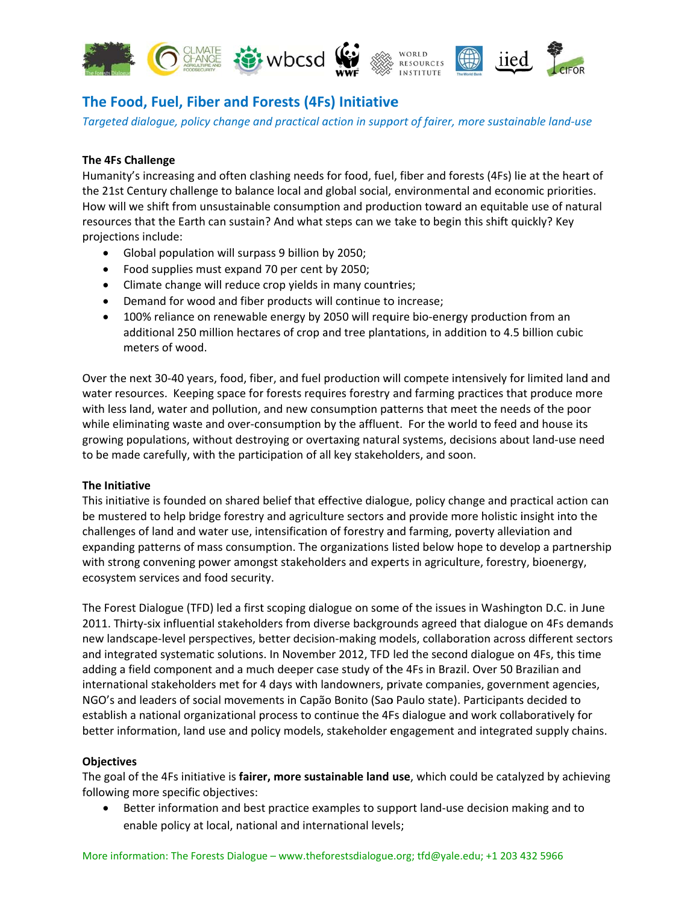# The Food, Fuel, Fiber and Forests (4Fs) Initiative

*Targeted dialogue, policy change and practical action in support of fairer, more sustainable land-use*

**The 4Fs Challenge**

Humanity's increasing and often clashing needs for food, fuel, fiber and forests (4Fs) lie at the heart of the 21st Century challenge to balance local and global social, environmental and economic priorities. How will we shift from unsustainable consumption and production toward an equitable use of natural resources that the Earth can sustain? And what steps can we take to begin this shift quickly? Key projections include:

- Global population will surpass 9 billion by 2050;
- Food supplies must expand 70 per cent by 2050;
- Climate change will reduce crop yields in many countries;
- Demand for wood and fiber products will continue to increase;
- 100% reliance on renewable energy by 2050 will require bio-energy production from an additional 250 million hectares of crop and tree plantations, in addition to 4.5 billion cubic meters of wood.

Over the next 30-40 years, food, fiber, and fuel production will compete intensively for limited land and water resources. Keeping space for forests requires forestry and farming practices that produce more with less land, water and pollution, and new consumption patterns that meet the needs of the poor while eliminating waste and over-consumption by the affluent. For the world to feed and house its growing populations, without destroying or overtaxing natural systems, decisions about land-use need to be made carefully, with the participation of all key stakeholders, and soon.

**The Initiative**

This initiative is founded on shared belief that effective dialogue, policy change and practical action can be mustered to help bridge forestry and agriculture sectors and provide more holistic insight into the challenges of land and water use, intensification of forestry and farming, poverty alleviation and expanding patterns of mass consumption. The organizations listed below hope to develop a partnership with strong convening power amongst stakeholders and experts in agriculture, forestry, bioenergy, ecosystem services and food security.

The Forest Dialogue (TFD) led a first scoping dialogue on some of the issues in Washington D.C. in June 2011. Thirty-six influential stakeholders from diverse backgrounds agreed that dialogue on 4Fs demands new landscape-level perspectives, better decision-making models, collaboration across different sectors and integrated systematic solutions. In November 2012, TFD led the second dialogue on 4Fs, this time adding a field component and a much deeper case study of the 4Fs in Brazil. Over 50 Brazilian and international stakeholders met for 4 days with landowners, private companies, government agencies, NGO's and leaders of social movements in Capão Bonito (Sao Paulo state). Participants decided to establish a national organizational process to continue the 4Fs dialogue and work collaboratively for better information, land use and policy models, stakeholder engagement and integrated supply chains.

**Objectives**

The goal of the 4Fs initiative is **fairer, more sustainable land use**, which could be catalyzed by achieving following more specific objectives:

- Better information and best practice examples to support land-use decision making and to enable policy at local, national and international levels;

More information: The Forests Dialogue – www.theforestsdialogue.org; tfd@yale.edu; +1 203 432 5966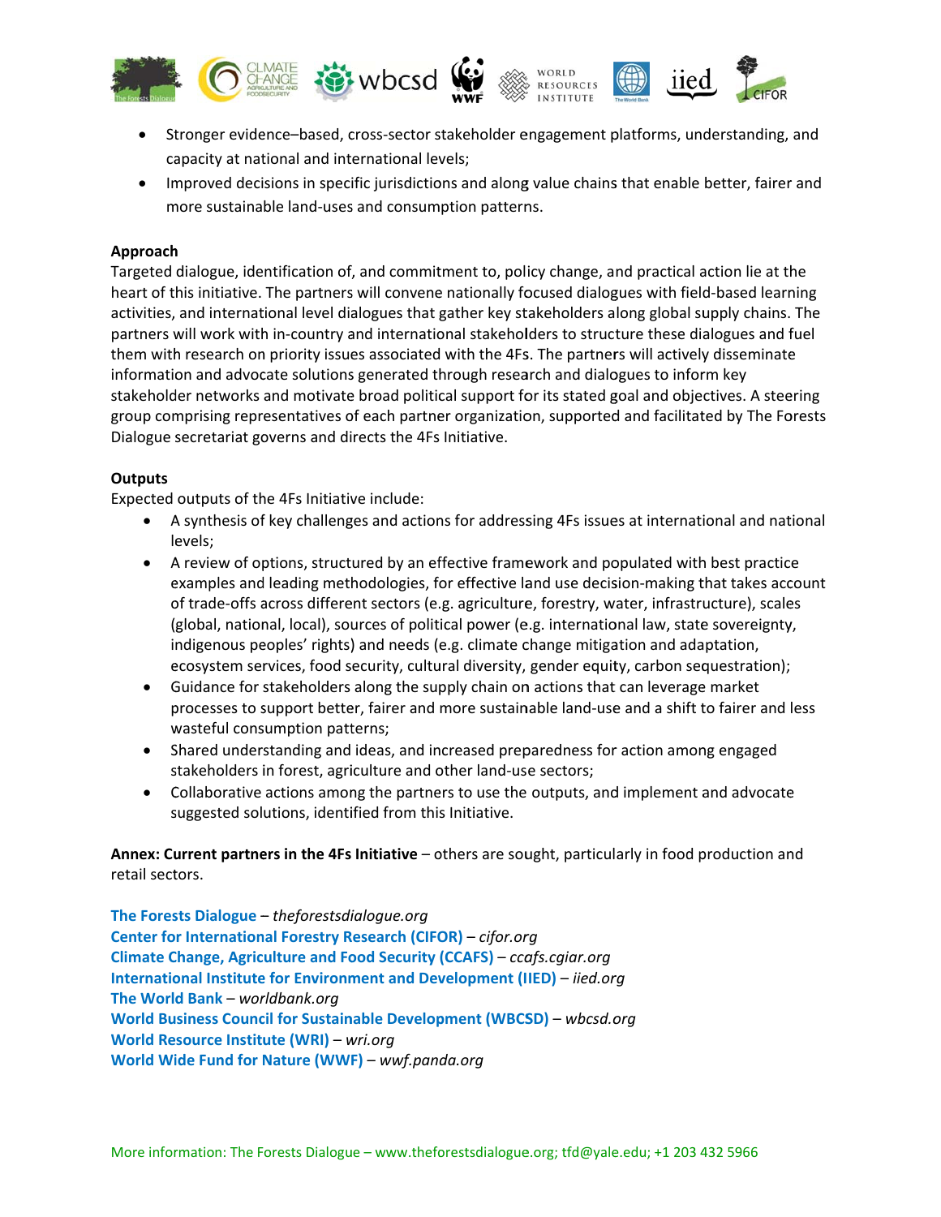- Stronger evidence–based, cross-sector stakeholder engagement platforms, understanding, and capacity at national and international levels;
- Improved decisions in specific jurisdictions and along value chains that enable better, fairer and more sustainable land-uses and consumption patterns.

**Approach**

Targeted dialogue, identification of, and commitment to, policy change, and practical action lie at the heart of this initiative. The partners will convene nationally focused dialogues with field-based learning activities, and international level dialogues that gather key stakeholders along global supply chains. The partners will work with in-country and international stakeholders to structure these dialogues and fuel them with research on priority issues associated with the 4Fs. The partners will actively disseminate information and advocate solutions generated through research and dialogues to inform key stakeholder networks and motivate broad political support for its stated goal and objectives. A steering group comprising representatives of each partner organization, supported and facilitated by The Forests Dialogue secretariat governs and directs the 4Fs Initiative.

**Outputs**

Expected outputs of the 4Fs Initiative include:

- A synthesis of key challenges and actions for addressing 4Fs issues at international and national levels;
- A review of options, structured by an effective framework and populated with best practice examples and leading methodologies, for effective land use decision-making that takes account of trade-offs across different sectors (e.g. agriculture, forestry, water, infrastructure), scales (global, national, local), sources of political power (e.g. international law, state sovereignty, indigenous peoples' rights) and needs (e.g. climate change mitigation and adaptation, ecosystem services, food security, cultural diversity, gender equity, carbon sequestration);
- Guidance for stakeholders along the supply chain on actions that can leverage market processes to support better, fairer and more sustainable land-use and a shift to fairer and less wasteful consumption patterns;
- Shared understanding and ideas, and increased preparedness for action among engaged stakeholders in forest, agriculture and other land-use sectors;
- Collaborative actions among the partners to use the outputs, and implement and advocate suggested solutions, identified from this Initiative.

**Annex: Current partners in the 4Fs Initiative** – others are sought, particularly in food production and retail sectors.

**The Forests Dialogue** – *theforestsdialogue.org*
**Center for International Forestry Research (CIFOR)** – *cifor.org*
**Climate Change, Agriculture and Food Security (CCAFS)** – *ccafs.cgiar.org*
**International Institute for Environment and Development (IIED)** – *iied.org*
**The World Bank** – *worldbank.org*
**World Business Council for Sustainable Development (WBCSD)** – *wbcsd.org*
**World Resource Institute (WRI)** – *wri.org*
**World Wide Fund for Nature (WWF)** – *wwf.panda.org*

More information: The Forests Dialogue – www.theforestsdialogue.org; tfd@yale.edu; +1 203 432 5966